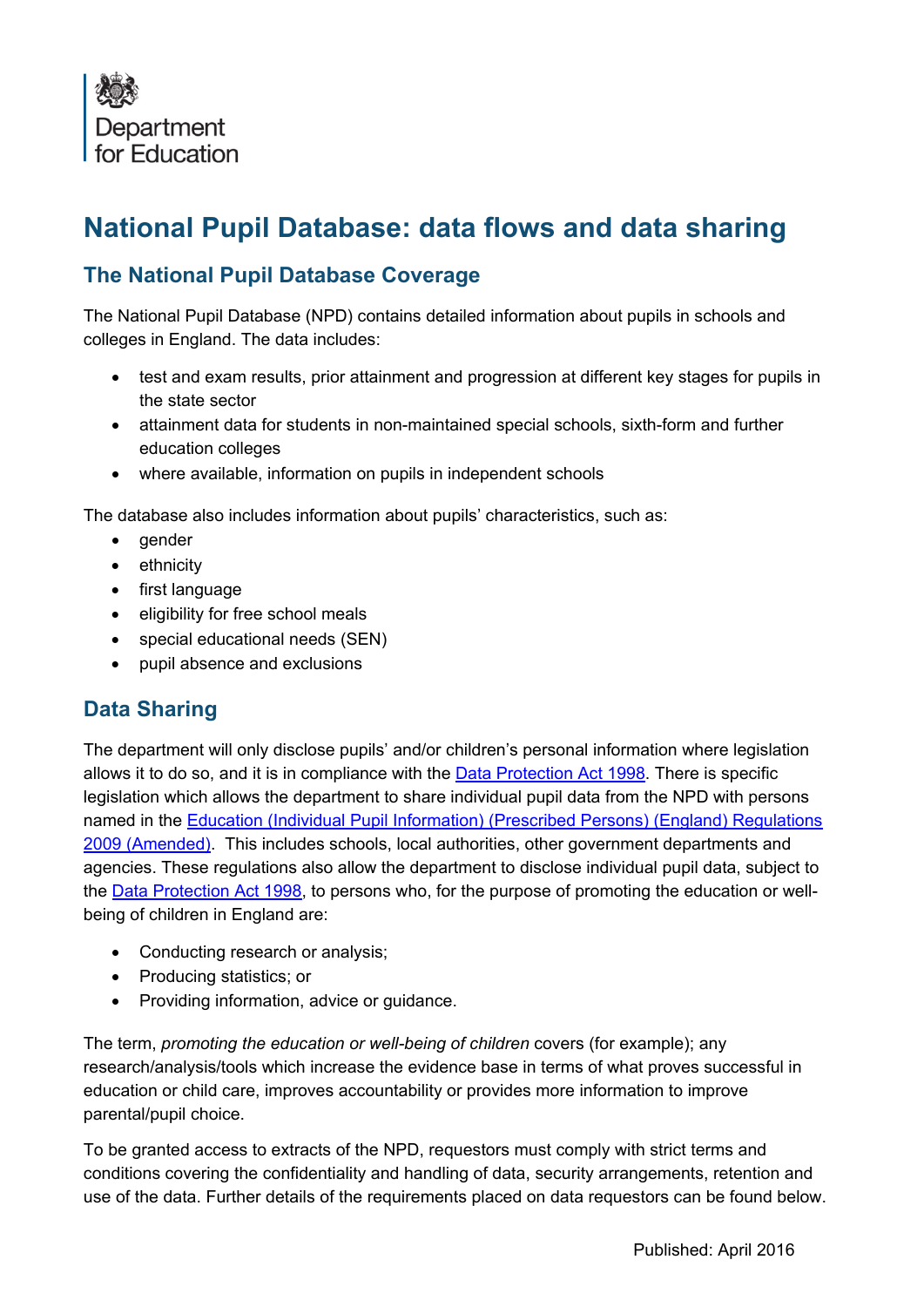Department for Education

# National Pupil Database: data flows and data sharing

## The National Pupil Database Coverage

The National Pupil Database (NPD) contains detailed information about pupils in schools and colleges in England. The data includes:

- test and exam results, prior attainment and progression at different key stages for pupils in the state sector
- attainment data for students in non-maintained special schools, sixth-form and further education colleges
- where available, information on pupils in independent schools

The database also includes information about pupils' characteristics, such as:

- gender
- ethnicity
- first language
- eligibility for free school meals
- special educational needs (SEN)
- pupil absence and exclusions

## Data Sharing

The department will only disclose pupils' and/or children's personal information where legislation allows it to do so, and it is in compliance with the [Data Protection Act 1998]. There is specific legislation which allows the department to share individual pupil data from the NPD with persons named in the [Education (Individual Pupil Information) (Prescribed Persons) (England) Regulations 2009 (Amended)]. This includes schools, local authorities, other government departments and agencies. These regulations also allow the department to disclose individual pupil data, subject to the [Data Protection Act 1998], to persons who, for the purpose of promoting the education or well-being of children in England are:

- Conducting research or analysis;
- Producing statistics; or
- Providing information, advice or guidance.

The term, *promoting the education or well-being of children* covers (for example); any research/analysis/tools which increase the evidence base in terms of what proves successful in education or child care, improves accountability or provides more information to improve parental/pupil choice.

To be granted access to extracts of the NPD, requestors must comply with strict terms and conditions covering the confidentiality and handling of data, security arrangements, retention and use of the data. Further details of the requirements placed on data requestors can be found below.

Published: April 2016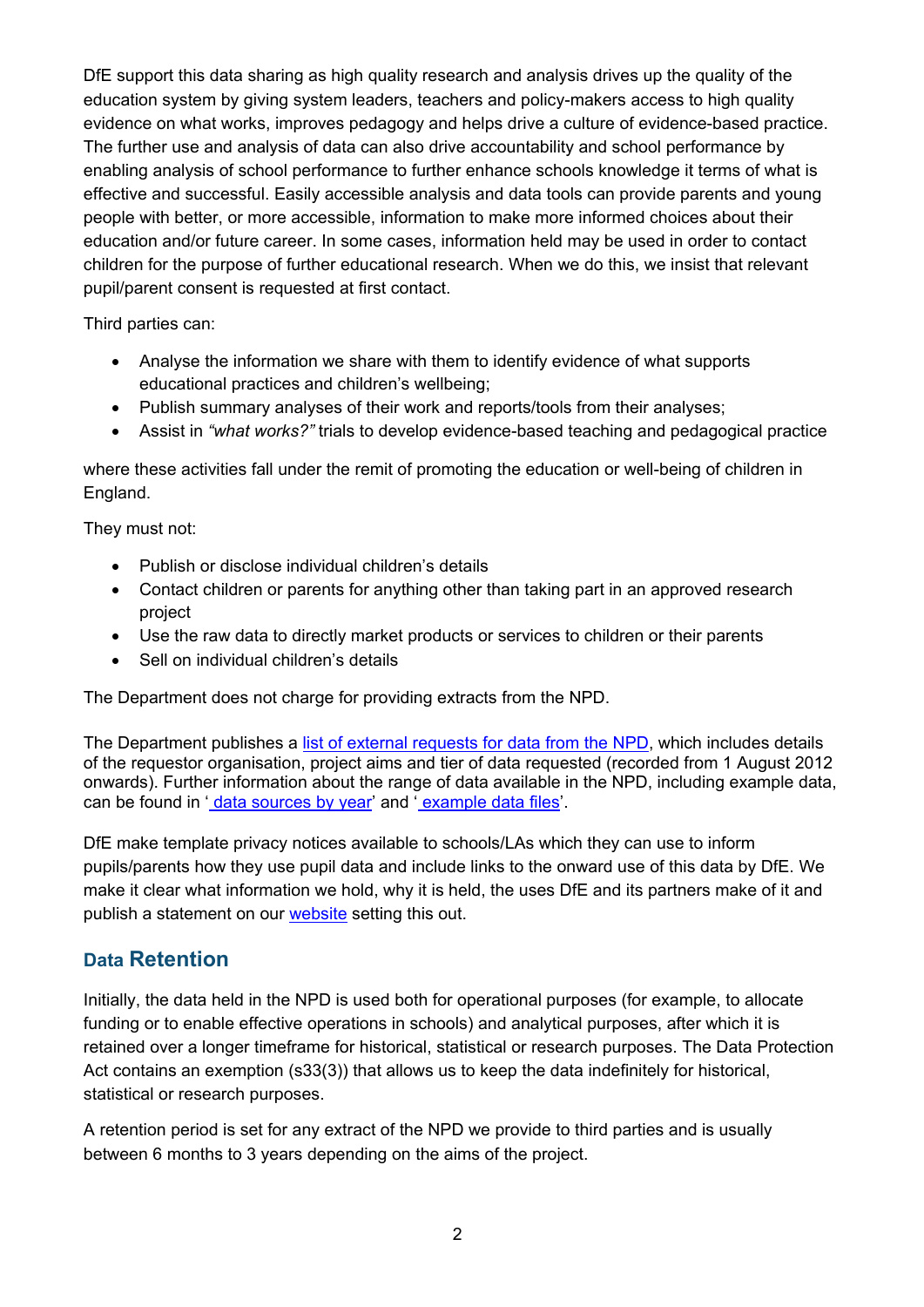DfE support this data sharing as high quality research and analysis drives up the quality of the education system by giving system leaders, teachers and policy-makers access to high quality evidence on what works, improves pedagogy and helps drive a culture of evidence-based practice. The further use and analysis of data can also drive accountability and school performance by enabling analysis of school performance to further enhance schools knowledge it terms of what is effective and successful. Easily accessible analysis and data tools can provide parents and young people with better, or more accessible, information to make more informed choices about their education and/or future career. In some cases, information held may be used in order to contact children for the purpose of further educational research. When we do this, we insist that relevant pupil/parent consent is requested at first contact.

Third parties can:

- Analyse the information we share with them to identify evidence of what supports educational practices and children's wellbeing;
- Publish summary analyses of their work and reports/tools from their analyses;
- Assist in *"what works?"* trials to develop evidence-based teaching and pedagogical practice

where these activities fall under the remit of promoting the education or well-being of children in England.

They must not:

- Publish or disclose individual children's details
- Contact children or parents for anything other than taking part in an approved research project
- Use the raw data to directly market products or services to children or their parents
- Sell on individual children's details

The Department does not charge for providing extracts from the NPD.

The Department publishes a list of external requests for data from the NPD, which includes details of the requestor organisation, project aims and tier of data requested (recorded from 1 August 2012 onwards). Further information about the range of data available in the NPD, including example data, can be found in ' data sources by year' and ' example data files'.

DfE make template privacy notices available to schools/LAs which they can use to inform pupils/parents how they use pupil data and include links to the onward use of this data by DfE. We make it clear what information we hold, why it is held, the uses DfE and its partners make of it and publish a statement on our website setting this out.

## Data Retention

Initially, the data held in the NPD is used both for operational purposes (for example, to allocate funding or to enable effective operations in schools) and analytical purposes, after which it is retained over a longer timeframe for historical, statistical or research purposes. The Data Protection Act contains an exemption (s33(3)) that allows us to keep the data indefinitely for historical, statistical or research purposes.

A retention period is set for any extract of the NPD we provide to third parties and is usually between 6 months to 3 years depending on the aims of the project.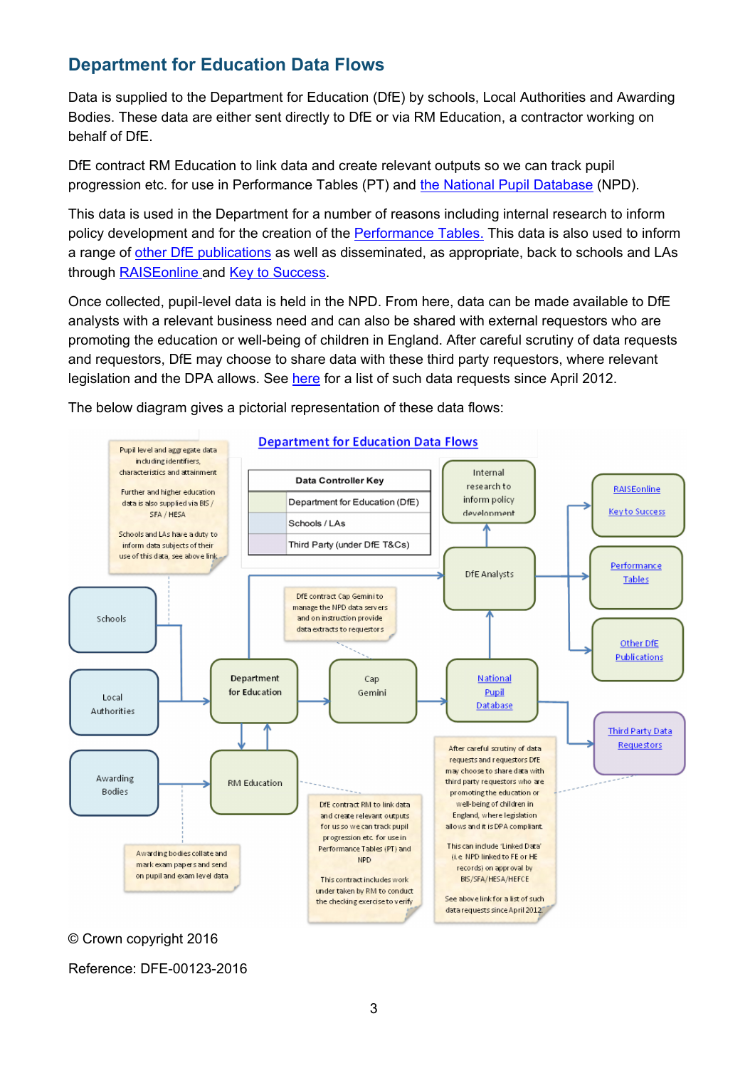## Department for Education Data Flows

Data is supplied to the Department for Education (DfE) by schools, Local Authorities and Awarding Bodies. These data are either sent directly to DfE or via RM Education, a contractor working on behalf of DfE.

DfE contract RM Education to link data and create relevant outputs so we can track pupil progression etc. for use in Performance Tables (PT) and the National Pupil Database (NPD).

This data is used in the Department for a number of reasons including internal research to inform policy development and for the creation of the Performance Tables. This data is also used to inform a range of other DfE publications as well as disseminated, as appropriate, back to schools and LAs through RAISEonline and Key to Success.

Once collected, pupil-level data is held in the NPD. From here, data can be made available to DfE analysts with a relevant business need and can also be shared with external requestors who are promoting the education or well-being of children in England. After careful scrutiny of data requests and requestors, DfE may choose to share data with these third party requestors, where relevant legislation and the DPA allows. See here for a list of such data requests since April 2012.

The below diagram gives a pictorial representation of these data flows:

Department for Education Data Flows

Data Controller Key
Department for Education (DfE)
Schools / LAs
Third Party (under DfE T&Cs)

Pupil level and aggregate data including identifiers, characteristics and attainment

Further and higher education data is also supplied via BIS / SFA / HESA

Schools and LAs have a duty to inform data subjects of their use of this data, see above link

Schools

Local Authorities

Awarding Bodies

Awarding bodies collate and mark exam papers and send on pupil and exam level data

Department for Education

RM Education

DfE contract RM to link data and create relevant outputs for us so we can track pupil progression etc for use in Performance Tables (PT) and NPD

This contract includes work under taken by RM to conduct the checking exercise to verify

DfE contract Cap Gemini to manage the NPD data servers and on instruction provide data extracts to requestors

Cap Gemini

National Pupil Database

DfE Analysts

Internal research to inform policy development

RAISEonline
Key to Success

Performance Tables

Other DfE Publications

Third Party Data Requestors

After careful scrutiny of data requests and requestors DfE may choose to share data with third party requestors who are promoting the education or well-being of children in England, where legislation allows and it is DPA compliant.

This can include 'Linked Data' (i.e. NPD linked to FE or HE records) on approval by BIS/SFA/HESA/HEFCE

See above link for a list of such data requests since April 2012

© Crown copyright 2016

Reference: DFE-00123-2016